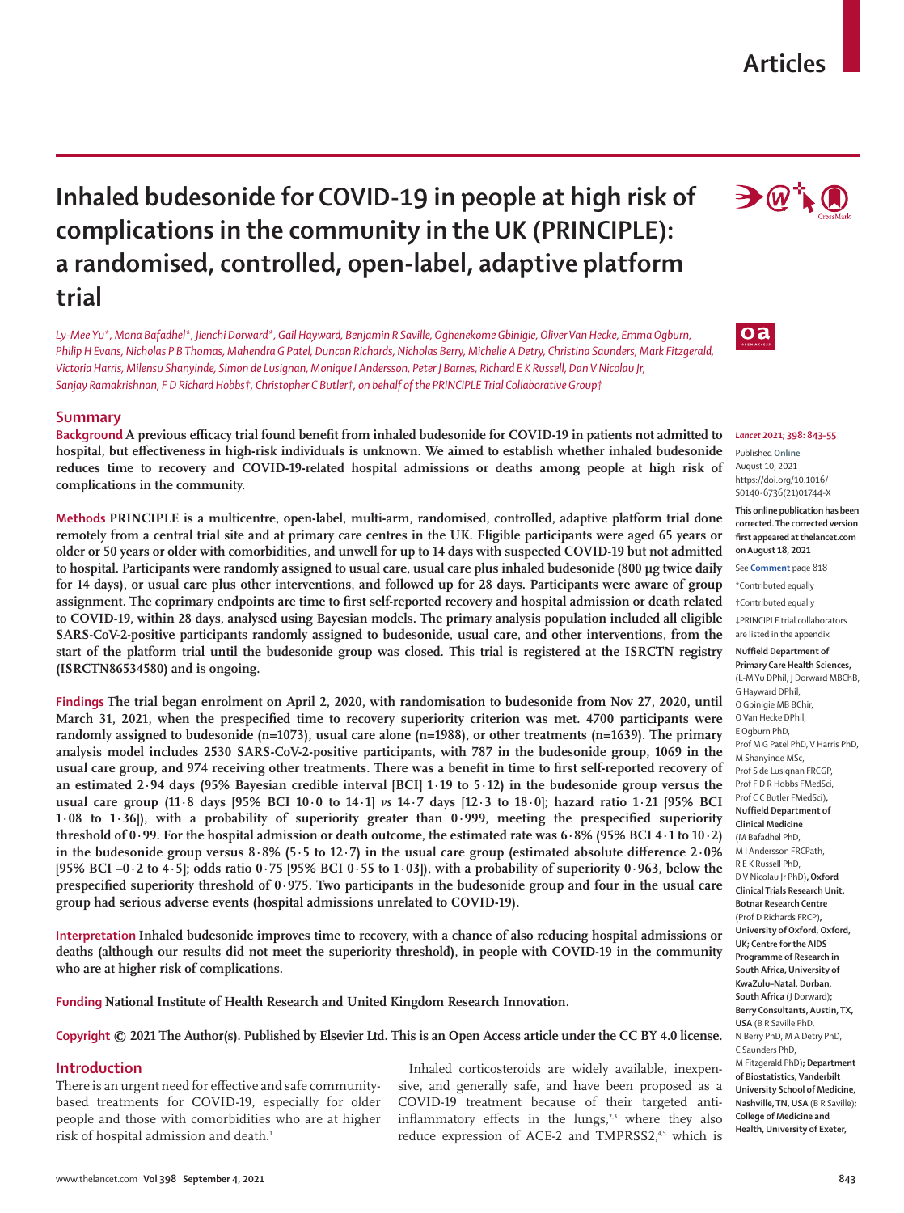Articles

# Inhaled budesonide for COVID-19 in people at high risk of complications in the community in the UK (PRINCIPLE): a randomised, controlled, open-label, adaptive platform trial

*Ly-Mee Yu\*, Mona Bafadhel\*, Jienchi Dorward\*, Gail Hayward, Benjamin R Saville, Oghenekome Gbinigie, Oliver Van Hecke, Emma Ogburn, Philip H Evans, Nicholas P B Thomas, Mahendra G Patel, Duncan Richards, Nicholas Berry, Michelle A Detry, Christina Saunders, Mark Fitzgerald, Victoria Harris, Milensu Shanyinde, Simon de Lusignan, Monique I Andersson, Peter J Barnes, Richard E K Russell, Dan V Nicolau Jr, Sanjay Ramakrishnan, F D Richard Hobbs†, Christopher C Butler†, on behalf of the PRINCIPLE Trial Collaborative Group‡*

## Summary

**Background** A previous efficacy trial found benefit from inhaled budesonide for COVID-19 in patients not admitted to hospital, but effectiveness in high-risk individuals is unknown. We aimed to establish whether inhaled budesonide reduces time to recovery and COVID-19-related hospital admissions or deaths among people at high risk of complications in the community.

**Methods** PRINCIPLE is a multicentre, open-label, multi-arm, randomised, controlled, adaptive platform trial done remotely from a central trial site and at primary care centres in the UK. Eligible participants were aged 65 years or older or 50 years or older with comorbidities, and unwell for up to 14 days with suspected COVID-19 but not admitted to hospital. Participants were randomly assigned to usual care, usual care plus inhaled budesonide (800 µg twice daily for 14 days), or usual care plus other interventions, and followed up for 28 days. Participants were aware of group assignment. The coprimary endpoints are time to first self-reported recovery and hospital admission or death related to COVID-19, within 28 days, analysed using Bayesian models. The primary analysis population included all eligible SARS-CoV-2-positive participants randomly assigned to budesonide, usual care, and other interventions, from the start of the platform trial until the budesonide group was closed. This trial is registered at the ISRCTN registry (ISRCTN86534580) and is ongoing.

**Findings** The trial began enrolment on April 2, 2020, with randomisation to budesonide from Nov 27, 2020, until March 31, 2021, when the prespecified time to recovery superiority criterion was met. 4700 participants were randomly assigned to budesonide (n=1073), usual care alone (n=1988), or other treatments (n=1639). The primary analysis model includes 2530 SARS-CoV-2-positive participants, with 787 in the budesonide group, 1069 in the usual care group, and 974 receiving other treatments. There was a benefit in time to first self-reported recovery of an estimated 2·94 days (95% Bayesian credible interval [BCI] 1·19 to 5·12) in the budesonide group versus the usual care group (11·8 days [95% BCI 10·0 to 14·1] *vs* 14·7 days [12·3 to 18·0]; hazard ratio 1·21 [95% BCI 1·08 to 1·36]), with a probability of superiority greater than 0·999, meeting the prespecified superiority threshold of 0·99. For the hospital admission or death outcome, the estimated rate was 6·8% (95% BCI 4·1 to 10·2) in the budesonide group versus 8·8% (5·5 to 12·7) in the usual care group (estimated absolute difference 2·0% [95% BCI –0·2 to 4·5]; odds ratio 0·75 [95% BCI 0·55 to 1·03]), with a probability of superiority 0·963, below the prespecified superiority threshold of 0·975. Two participants in the budesonide group and four in the usual care group had serious adverse events (hospital admissions unrelated to COVID-19).

**Interpretation** Inhaled budesonide improves time to recovery, with a chance of also reducing hospital admissions or deaths (although our results did not meet the superiority threshold), in people with COVID-19 in the community who are at higher risk of complications.

**Funding** National Institute of Health Research and United Kingdom Research Innovation.

**Copyright** © 2021 The Author(s). Published by Elsevier Ltd. This is an Open Access article under the CC BY 4.0 license.

*Lancet* 2021; 398: 843–55

Published Online August 10, 2021 https://doi.org/10.1016/S0140-6736(21)01744-X

**This online publication has been corrected. The corrected version first appeared at thelancet.com on August 18, 2021**

See **Comment** page 818

\*Contributed equally

†Contributed equally

‡PRINCIPLE trial collaborators are listed in the appendix

**Nuffield Department of Primary Care Health Sciences,** (L-M Yu DPhil, J Dorward MBChB, G Hayward DPhil, O Gbinigie MB BChir, O Van Hecke DPhil, E Ogburn PhD, Prof M G Patel PhD, V Harris PhD, M Shanyinde MSc, Prof S de Lusignan FRCGP, Prof F D R Hobbs FMedSci, Prof C C Butler FMedSci), **Nuffield Department of Clinical Medicine** (M Bafadhel PhD, M I Andersson FRCPath, R E K Russell PhD, D V Nicolau Jr PhD), **Oxford Clinical Trials Research Unit, Botnar Research Centre** (Prof D Richards FRCP), **University of Oxford, Oxford, UK; Centre for the AIDS Programme of Research in South Africa, University of KwaZulu–Natal, Durban, South Africa** (J Dorward); **Berry Consultants, Austin, TX, USA** (B R Saville PhD, N Berry PhD, M A Detry PhD, C Saunders PhD, M Fitzgerald PhD); **Department of Biostatistics, Vanderbilt University School of Medicine, Nashville, TN, USA** (B R Saville); **College of Medicine and Health, University of Exeter,**

## Introduction

There is an urgent need for effective and safe community-based treatments for COVID-19, especially for older people and those with comorbidities who are at higher risk of hospital admission and death.[1]

Inhaled corticosteroids are widely available, inexpensive, and generally safe, and have been proposed as a COVID-19 treatment because of their targeted anti-inflammatory effects in the lungs,[2,3] where they also reduce expression of ACE-2 and TMPRSS2,[4,5] which is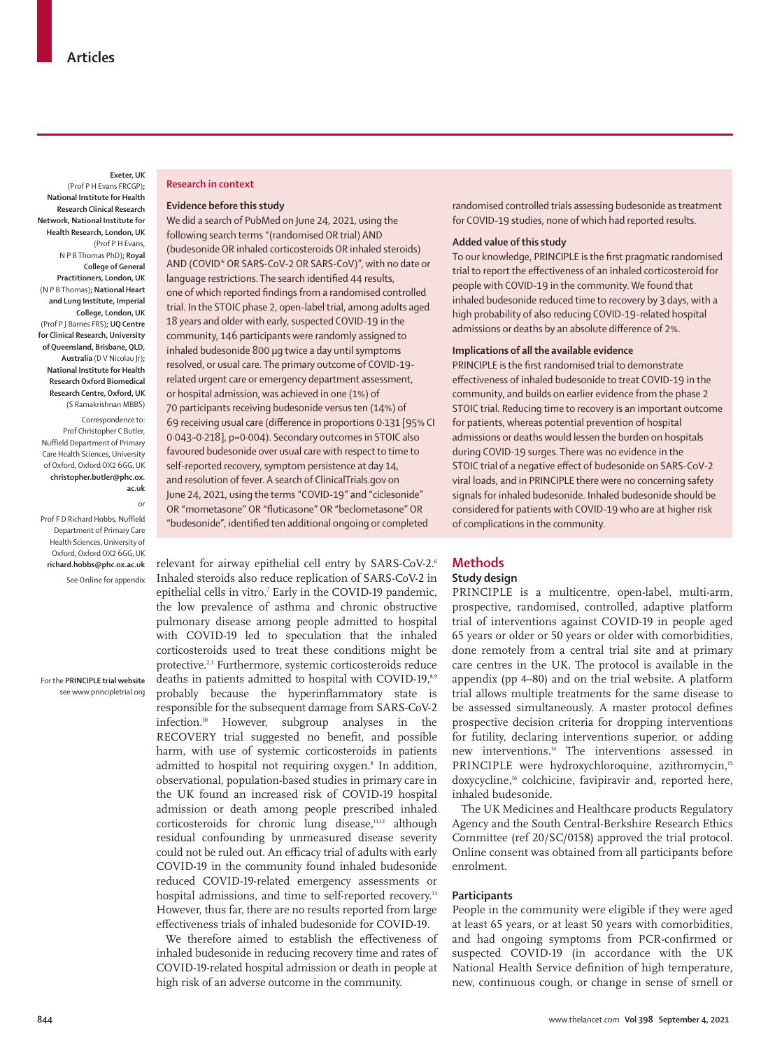Exeter, UK (Prof P H Evans FRCGP); **National Institute for Health Research Clinical Research Network, National Institute for Health Research, London, UK** (Prof P H Evans, N P B Thomas PhD); **Royal College of General Practitioners, London, UK** (N P B Thomas); **National Heart and Lung Institute, Imperial College, London, UK** (Prof P J Barnes FRS); **UQ Centre for Clinical Research, University of Queensland, Brisbane, QLD, Australia** (D V Nicolau Jr); **National Institute for Health Research Oxford Biomedical Research Centre, Oxford, UK** (S Ramakrishnan MBBS)

Correspondence to: Prof Christopher C Butler, Nuffield Department of Primary Care Health Sciences, University of Oxford, Oxford OX2 6GG, UK **christopher.butler@phc.ox.ac.uk**

or

Prof F D Richard Hobbs, Nuffield Department of Primary Care Health Sciences, University of Oxford, Oxford OX2 6GG, UK **richard.hobbs@phc.ox.ac.uk**

See **Online** for appendix

For the **PRINCIPLE trial website** see www.principletrial.org

## Research in context

### Evidence before this study

We did a search of PubMed on June 24, 2021, using the following search terms "(randomised OR trial) AND (budesonide OR inhaled corticosteroids OR inhaled steroids) AND (COVID* OR SARS-CoV-2 OR SARS-CoV)", with no date or language restrictions. The search identified 44 results, one of which reported findings from a randomised controlled trial. In the STOIC phase 2, open-label trial, among adults aged 18 years and older with early, suspected COVID-19 in the community, 146 participants were randomly assigned to inhaled budesonide 800 μg twice a day until symptoms resolved, or usual care. The primary outcome of COVID-19-related urgent care or emergency department assessment, or hospital admission, was achieved in one (1%) of 70 participants receiving budesonide versus ten (14%) of 69 receiving usual care (difference in proportions 0·131 [95% CI 0·043–0·218], p=0·004). Secondary outcomes in STOIC also favoured budesonide over usual care with respect to time to self-reported recovery, symptom persistence at day 14, and resolution of fever. A search of ClinicalTrials.gov on June 24, 2021, using the terms "COVID-19" and "ciclesonide" OR "mometasone" OR "fluticasone" OR "beclometasone" OR "budesonide", identified ten additional ongoing or completed randomised controlled trials assessing budesonide as treatment for COVID-19 studies, none of which had reported results.

### Added value of this study

To our knowledge, PRINCIPLE is the first pragmatic randomised trial to report the effectiveness of an inhaled corticosteroid for people with COVID-19 in the community. We found that inhaled budesonide reduced time to recovery by 3 days, with a high probability of also reducing COVID-19-related hospital admissions or deaths by an absolute difference of 2%.

### Implications of all the available evidence

PRINCIPLE is the first randomised trial to demonstrate effectiveness of inhaled budesonide to treat COVID-19 in the community, and builds on earlier evidence from the phase 2 STOIC trial. Reducing time to recovery is an important outcome for patients, whereas potential prevention of hospital admissions or deaths would lessen the burden on hospitals during COVID-19 surges. There was no evidence in the STOIC trial of a negative effect of budesonide on SARS-CoV-2 viral loads, and in PRINCIPLE there were no concerning safety signals for inhaled budesonide. Inhaled budesonide should be considered for patients with COVID-19 who are at higher risk of complications in the community.

relevant for airway epithelial cell entry by SARS-CoV-2.[6] Inhaled steroids also reduce replication of SARS-CoV-2 in epithelial cells in vitro.[7] Early in the COVID-19 pandemic, the low prevalence of asthma and chronic obstructive pulmonary disease among people admitted to hospital with COVID-19 led to speculation that the inhaled corticosteroids used to treat these conditions might be protective.[2,3] Furthermore, systemic corticosteroids reduce deaths in patients admitted to hospital with COVID-19,[8,9] probably because the hyperinflammatory state is responsible for the subsequent damage from SARS-CoV-2 infection.[10] However, subgroup analyses in the RECOVERY trial suggested no benefit, and possible harm, with use of systemic corticosteroids in patients admitted to hospital not requiring oxygen.[8] In addition, observational, population-based studies in primary care in the UK found an increased risk of COVID-19 hospital admission or death among people prescribed inhaled corticosteroids for chronic lung disease,[11,12] although residual confounding by unmeasured disease severity could not be ruled out. An efficacy trial of adults with early COVID-19 in the community found inhaled budesonide reduced COVID-19-related emergency assessments or hospital admissions, and time to self-reported recovery.[13] However, thus far, there are no results reported from large effectiveness trials of inhaled budesonide for COVID-19.

We therefore aimed to establish the effectiveness of inhaled budesonide in reducing recovery time and rates of COVID-19-related hospital admission or death in people at high risk of an adverse outcome in the community.

## Methods

### Study design

PRINCIPLE is a multicentre, open-label, multi-arm, prospective, randomised, controlled, adaptive platform trial of interventions against COVID-19 in people aged 65 years or older or 50 years or older with comorbidities, done remotely from a central trial site and at primary care centres in the UK. The protocol is available in the appendix (pp 4–80) and on the trial website. A platform trial allows multiple treatments for the same disease to be assessed simultaneously. A master protocol defines prospective decision criteria for dropping interventions for futility, declaring interventions superior, or adding new interventions.[14] The interventions assessed in PRINCIPLE were hydroxychloroquine, azithromycin,[15] doxycycline,[16] colchicine, favipiravir and, reported here, inhaled budesonide.

The UK Medicines and Healthcare products Regulatory Agency and the South Central-Berkshire Research Ethics Committee (ref 20/SC/0158) approved the trial protocol. Online consent was obtained from all participants before enrolment.

### Participants

People in the community were eligible if they were aged at least 65 years, or at least 50 years with comorbidities, and had ongoing symptoms from PCR-confirmed or suspected COVID-19 (in accordance with the UK National Health Service definition of high temperature, new, continuous cough, or change in sense of smell or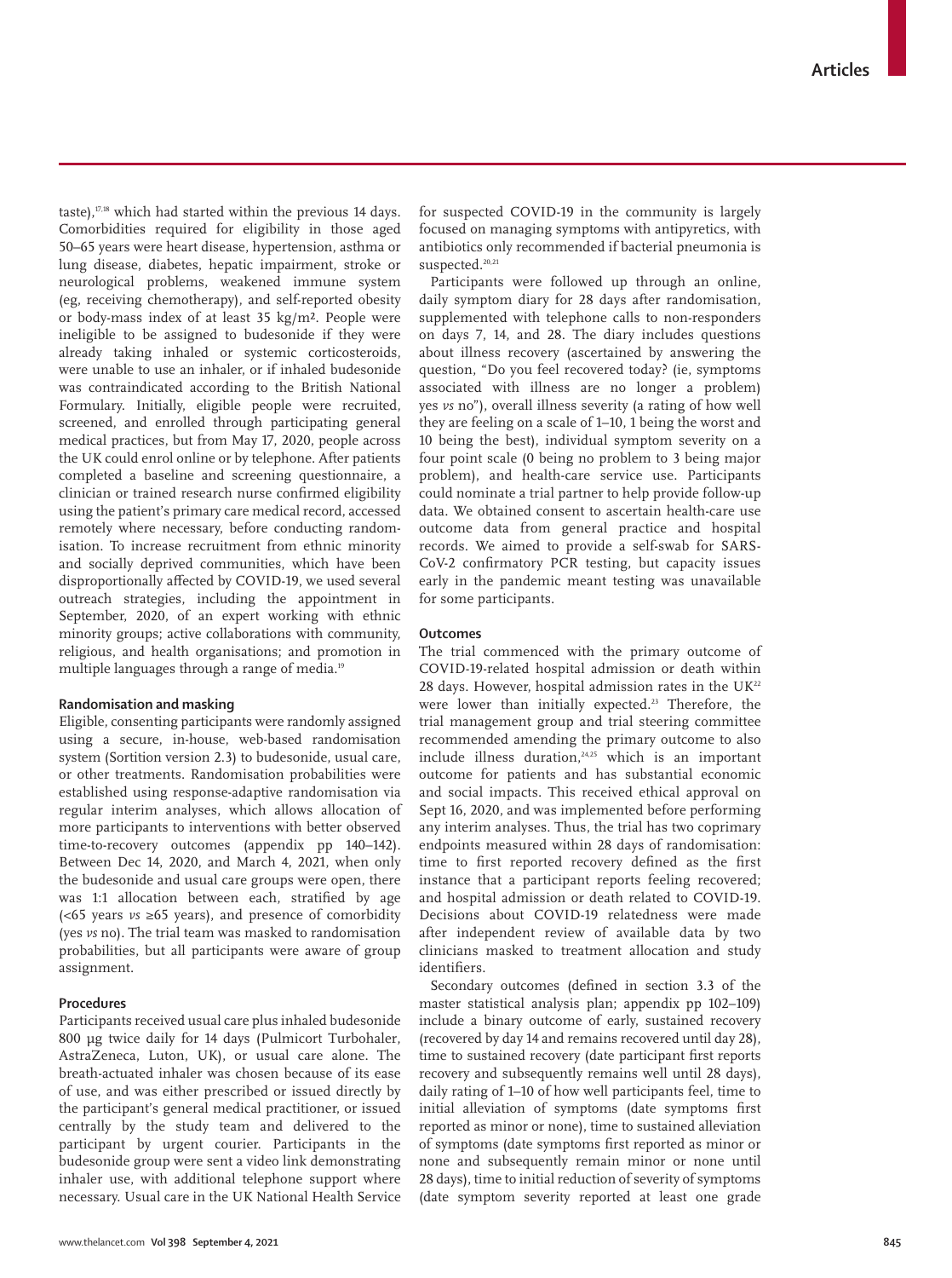taste),[17,18] which had started within the previous 14 days. Comorbidities required for eligibility in those aged 50–65 years were heart disease, hypertension, asthma or lung disease, diabetes, hepatic impairment, stroke or neurological problems, weakened immune system (eg, receiving chemotherapy), and self-reported obesity or body-mass index of at least 35 kg/m². People were ineligible to be assigned to budesonide if they were already taking inhaled or systemic corticosteroids, were unable to use an inhaler, or if inhaled budesonide was contraindicated according to the British National Formulary. Initially, eligible people were recruited, screened, and enrolled through participating general medical practices, but from May 17, 2020, people across the UK could enrol online or by telephone. After patients completed a baseline and screening questionnaire, a clinician or trained research nurse confirmed eligibility using the patient's primary care medical record, accessed remotely where necessary, before conducting randomisation. To increase recruitment from ethnic minority and socially deprived communities, which have been disproportionally affected by COVID-19, we used several outreach strategies, including the appointment in September, 2020, of an expert working with ethnic minority groups; active collaborations with community, religious, and health organisations; and promotion in multiple languages through a range of media.[19]

### Randomisation and masking

Eligible, consenting participants were randomly assigned using a secure, in-house, web-based randomisation system (Sortition version 2.3) to budesonide, usual care, or other treatments. Randomisation probabilities were established using response-adaptive randomisation via regular interim analyses, which allows allocation of more participants to interventions with better observed time-to-recovery outcomes (appendix pp 140–142). Between Dec 14, 2020, and March 4, 2021, when only the budesonide and usual care groups were open, there was 1:1 allocation between each, stratified by age (<65 years *vs* ≥65 years), and presence of comorbidity (yes *vs* no). The trial team was masked to randomisation probabilities, but all participants were aware of group assignment.

### Procedures

Participants received usual care plus inhaled budesonide 800 µg twice daily for 14 days (Pulmicort Turbohaler, AstraZeneca, Luton, UK), or usual care alone. The breath-actuated inhaler was chosen because of its ease of use, and was either prescribed or issued directly by the participant's general medical practitioner, or issued centrally by the study team and delivered to the participant by urgent courier. Participants in the budesonide group were sent a video link demonstrating inhaler use, with additional telephone support where necessary. Usual care in the UK National Health Service for suspected COVID-19 in the community is largely focused on managing symptoms with antipyretics, with antibiotics only recommended if bacterial pneumonia is suspected.[20,21]

Participants were followed up through an online, daily symptom diary for 28 days after randomisation, supplemented with telephone calls to non-responders on days 7, 14, and 28. The diary includes questions about illness recovery (ascertained by answering the question, "Do you feel recovered today? (ie, symptoms associated with illness are no longer a problem) yes *vs* no"), overall illness severity (a rating of how well they are feeling on a scale of 1–10, 1 being the worst and 10 being the best), individual symptom severity on a four point scale (0 being no problem to 3 being major problem), and health-care service use. Participants could nominate a trial partner to help provide follow-up data. We obtained consent to ascertain health-care use outcome data from general practice and hospital records. We aimed to provide a self-swab for SARS-CoV-2 confirmatory PCR testing, but capacity issues early in the pandemic meant testing was unavailable for some participants.

### Outcomes

The trial commenced with the primary outcome of COVID-19-related hospital admission or death within 28 days. However, hospital admission rates in the UK[22] were lower than initially expected.[23] Therefore, the trial management group and trial steering committee recommended amending the primary outcome to also include illness duration,[24,25] which is an important outcome for patients and has substantial economic and social impacts. This received ethical approval on Sept 16, 2020, and was implemented before performing any interim analyses. Thus, the trial has two coprimary endpoints measured within 28 days of randomisation: time to first reported recovery defined as the first instance that a participant reports feeling recovered; and hospital admission or death related to COVID-19. Decisions about COVID-19 relatedness were made after independent review of available data by two clinicians masked to treatment allocation and study identifiers.

Secondary outcomes (defined in section 3.3 of the master statistical analysis plan; appendix pp 102–109) include a binary outcome of early, sustained recovery (recovered by day 14 and remains recovered until day 28), time to sustained recovery (date participant first reports recovery and subsequently remains well until 28 days), daily rating of 1–10 of how well participants feel, time to initial alleviation of symptoms (date symptoms first reported as minor or none), time to sustained alleviation of symptoms (date symptoms first reported as minor or none and subsequently remain minor or none until 28 days), time to initial reduction of severity of symptoms (date symptom severity reported at least one grade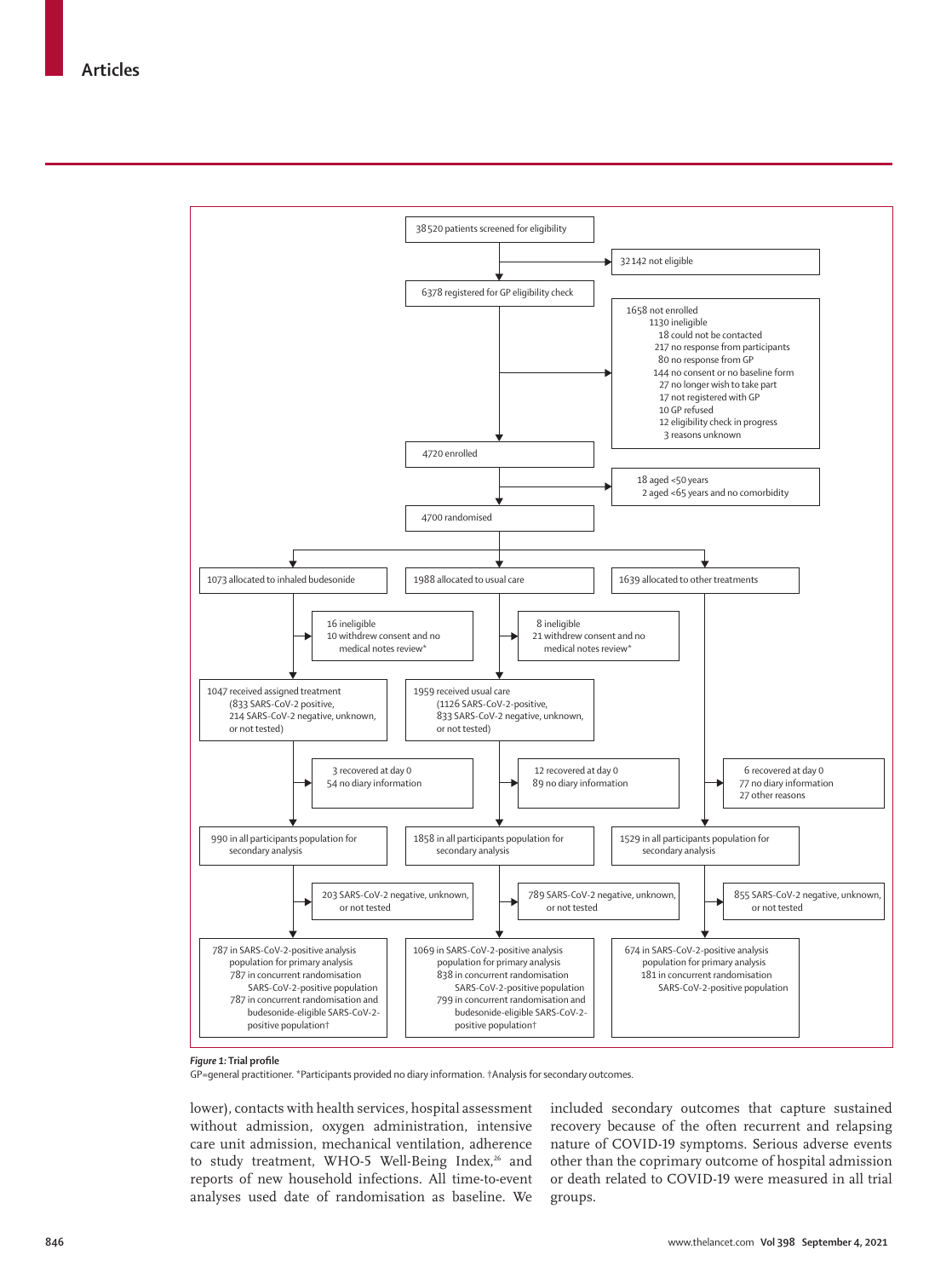38 520 patients screened for eligibility

→ 32 142 not eligible

6378 registered for GP eligibility check

→ 1658 not enrolled
- 1130 ineligible
- 18 could not be contacted
- 217 no response from participants
- 80 no response from GP
- 144 no consent or no baseline form
- 27 no longer wish to take part
- 17 not registered with GP
- 10 GP refused
- 12 eligibility check in progress
- 3 reasons unknown

4720 enrolled

→ 18 aged <50 years; 2 aged <65 years and no comorbidity

4700 randomised

| 1073 allocated to inhaled budesonide | 1988 allocated to usual care | 1639 allocated to other treatments |
|---|---|---|
| → 16 ineligible; 10 withdrew consent and no medical notes review* | → 8 ineligible; 21 withdrew consent and no medical notes review* | |
| 1047 received assigned treatment (833 SARS-CoV-2 positive, 214 SARS-CoV-2 negative, unknown, or not tested) | 1959 received usual care (1126 SARS-CoV-2-positive, 833 SARS-CoV-2 negative, unknown, or not tested) | |
| → 3 recovered at day 0; 54 no diary information | → 12 recovered at day 0; 89 no diary information | → 6 recovered at day 0; 77 no diary information; 27 other reasons |
| 990 in all participants population for secondary analysis | 1858 in all participants population for secondary analysis | 1529 in all participants population for secondary analysis |
| → 203 SARS-CoV-2 negative, unknown, or not tested | → 789 SARS-CoV-2 negative, unknown, or not tested | → 855 SARS-CoV-2 negative, unknown, or not tested |
| 787 in SARS-CoV-2-positive analysis population for primary analysis; 787 in concurrent randomisation SARS-CoV-2-positive population; 787 in concurrent randomisation and budesonide-eligible SARS-CoV-2-positive population† | 1069 in SARS-CoV-2-positive analysis population for primary analysis; 838 in concurrent randomisation SARS-CoV-2-positive population; 799 in concurrent randomisation and budesonide-eligible SARS-CoV-2-positive population† | 674 in SARS-CoV-2-positive analysis population for primary analysis; 181 in concurrent randomisation SARS-CoV-2-positive population |

*Figure 1:* **Trial profile**

GP=general practitioner. *Participants provided no diary information. †Analysis for secondary outcomes.

lower), contacts with health services, hospital assessment without admission, oxygen administration, intensive care unit admission, mechanical ventilation, adherence to study treatment, WHO-5 Well-Being Index,[26] and reports of new household infections. All time-to-event analyses used date of randomisation as baseline. We included secondary outcomes that capture sustained recovery because of the often recurrent and relapsing nature of COVID-19 symptoms. Serious adverse events other than the coprimary outcome of hospital admission or death related to COVID-19 were measured in all trial groups.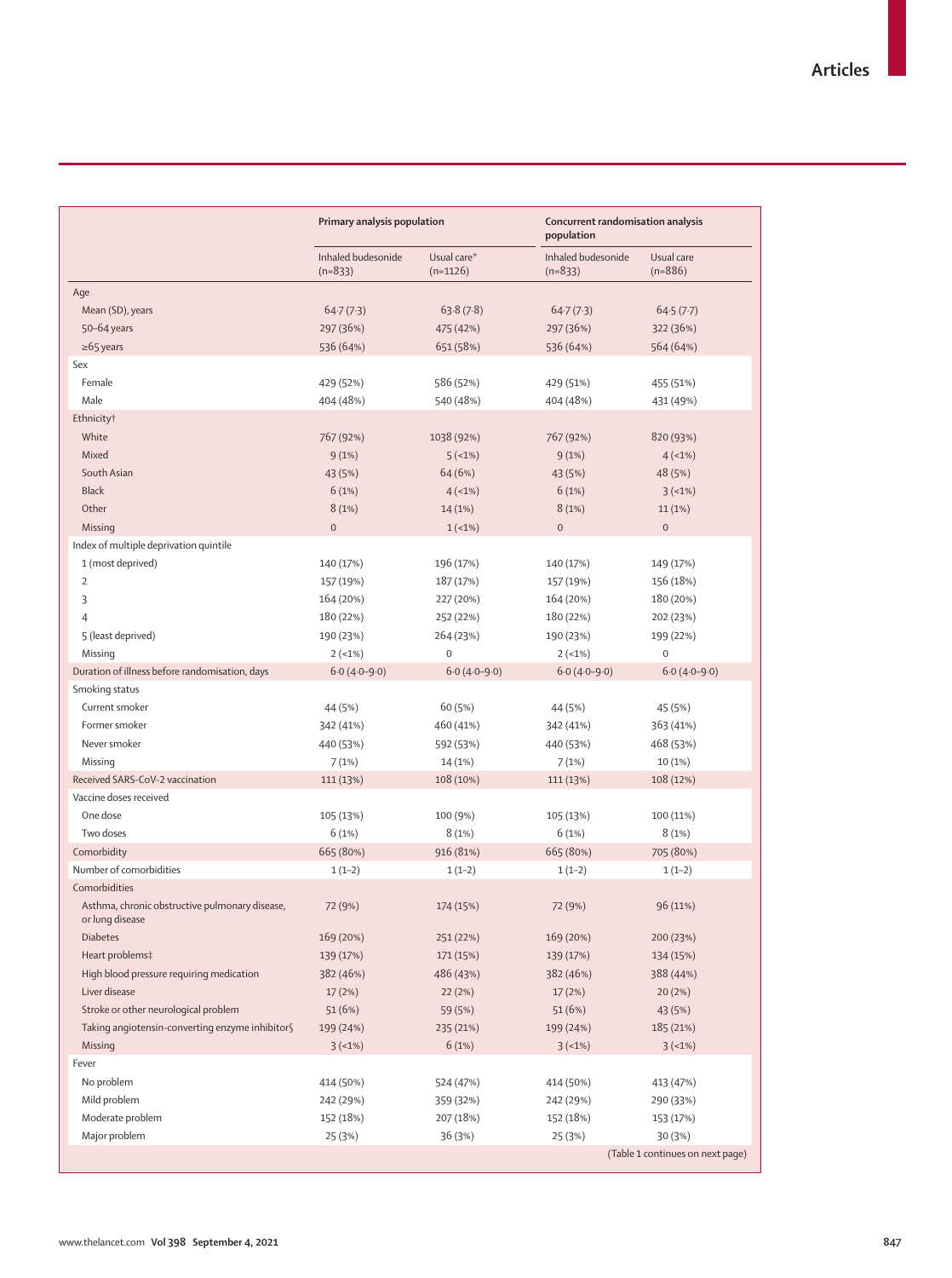| | Primary analysis population | | Concurrent randomisation analysis population | |
|---|---|---|---|---|
| | Inhaled budesonide (n=833) | Usual care* (n=1126) | Inhaled budesonide (n=833) | Usual care (n=886) |
| **Age** | | | | |
| Mean (SD), years | 64·7 (7·3) | 63·8 (7·8) | 64·7 (7·3) | 64·5 (7·7) |
| 50–64 years | 297 (36%) | 475 (42%) | 297 (36%) | 322 (36%) |
| ≥65 years | 536 (64%) | 651 (58%) | 536 (64%) | 564 (64%) |
| **Sex** | | | | |
| Female | 429 (52%) | 586 (52%) | 429 (51%) | 455 (51%) |
| Male | 404 (48%) | 540 (48%) | 404 (48%) | 431 (49%) |
| **Ethnicity†** | | | | |
| White | 767 (92%) | 1038 (92%) | 767 (92%) | 820 (93%) |
| Mixed | 9 (1%) | 5 (<1%) | 9 (1%) | 4 (<1%) |
| South Asian | 43 (5%) | 64 (6%) | 43 (5%) | 48 (5%) |
| Black | 6 (1%) | 4 (<1%) | 6 (1%) | 3 (<1%) |
| Other | 8 (1%) | 14 (1%) | 8 (1%) | 11 (1%) |
| Missing | 0 | 1 (<1%) | 0 | 0 |
| **Index of multiple deprivation quintile** | | | | |
| 1 (most deprived) | 140 (17%) | 196 (17%) | 140 (17%) | 149 (17%) |
| 2 | 157 (19%) | 187 (17%) | 157 (19%) | 156 (18%) |
| 3 | 164 (20%) | 227 (20%) | 164 (20%) | 180 (20%) |
| 4 | 180 (22%) | 252 (22%) | 180 (22%) | 202 (23%) |
| 5 (least deprived) | 190 (23%) | 264 (23%) | 190 (23%) | 199 (22%) |
| Missing | 2 (<1%) | 0 | 2 (<1%) | 0 |
| **Duration of illness before randomisation, days** | 6·0 (4·0–9·0) | 6·0 (4·0–9·0) | 6·0 (4·0–9·0) | 6·0 (4·0–9·0) |
| **Smoking status** | | | | |
| Current smoker | 44 (5%) | 60 (5%) | 44 (5%) | 45 (5%) |
| Former smoker | 342 (41%) | 460 (41%) | 342 (41%) | 363 (41%) |
| Never smoker | 440 (53%) | 592 (53%) | 440 (53%) | 468 (53%) |
| Missing | 7 (1%) | 14 (1%) | 7 (1%) | 10 (1%) |
| **Received SARS-CoV-2 vaccination** | 111 (13%) | 108 (10%) | 111 (13%) | 108 (12%) |
| **Vaccine doses received** | | | | |
| One dose | 105 (13%) | 100 (9%) | 105 (13%) | 100 (11%) |
| Two doses | 6 (1%) | 8 (1%) | 6 (1%) | 8 (1%) |
| **Comorbidity** | 665 (80%) | 916 (81%) | 665 (80%) | 705 (80%) |
| **Number of comorbidities** | 1 (1–2) | 1 (1–2) | 1 (1–2) | 1 (1–2) |
| **Comorbidities** | | | | |
| Asthma, chronic obstructive pulmonary disease, or lung disease | 72 (9%) | 174 (15%) | 72 (9%) | 96 (11%) |
| Diabetes | 169 (20%) | 251 (22%) | 169 (20%) | 200 (23%) |
| Heart problems‡ | 139 (17%) | 171 (15%) | 139 (17%) | 134 (15%) |
| High blood pressure requiring medication | 382 (46%) | 486 (43%) | 382 (46%) | 388 (44%) |
| Liver disease | 17 (2%) | 22 (2%) | 17 (2%) | 20 (2%) |
| Stroke or other neurological problem | 51 (6%) | 59 (5%) | 51 (6%) | 43 (5%) |
| Taking angiotensin-converting enzyme inhibitor§ | 199 (24%) | 235 (21%) | 199 (24%) | 185 (21%) |
| Missing | 3 (<1%) | 6 (1%) | 3 (<1%) | 3 (<1%) |
| **Fever** | | | | |
| No problem | 414 (50%) | 524 (47%) | 414 (50%) | 413 (47%) |
| Mild problem | 242 (29%) | 359 (32%) | 242 (29%) | 290 (33%) |
| Moderate problem | 152 (18%) | 207 (18%) | 152 (18%) | 153 (17%) |
| Major problem | 25 (3%) | 36 (3%) | 25 (3%) | 30 (3%) |

(Table 1 continues on next page)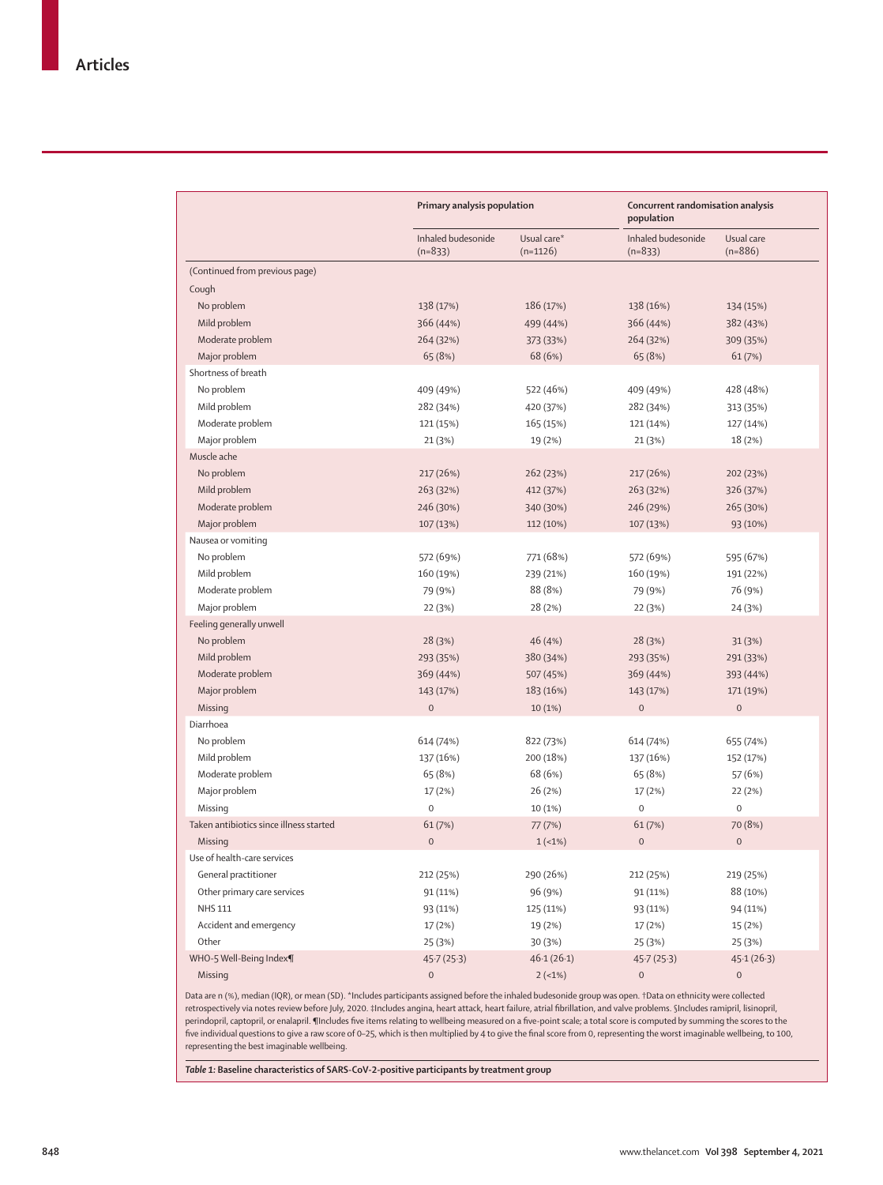| | Primary analysis population | | Concurrent randomisation analysis population | |
|---|---|---|---|---|
| | Inhaled budesonide (n=833) | Usual care* (n=1126) | Inhaled budesonide (n=833) | Usual care (n=886) |
| (Continued from previous page) | | | | |
| Cough | | | | |
| No problem | 138 (17%) | 186 (17%) | 138 (16%) | 134 (15%) |
| Mild problem | 366 (44%) | 499 (44%) | 366 (44%) | 382 (43%) |
| Moderate problem | 264 (32%) | 373 (33%) | 264 (32%) | 309 (35%) |
| Major problem | 65 (8%) | 68 (6%) | 65 (8%) | 61 (7%) |
| Shortness of breath | | | | |
| No problem | 409 (49%) | 522 (46%) | 409 (49%) | 428 (48%) |
| Mild problem | 282 (34%) | 420 (37%) | 282 (34%) | 313 (35%) |
| Moderate problem | 121 (15%) | 165 (15%) | 121 (14%) | 127 (14%) |
| Major problem | 21 (3%) | 19 (2%) | 21 (3%) | 18 (2%) |
| Muscle ache | | | | |
| No problem | 217 (26%) | 262 (23%) | 217 (26%) | 202 (23%) |
| Mild problem | 263 (32%) | 412 (37%) | 263 (32%) | 326 (37%) |
| Moderate problem | 246 (30%) | 340 (30%) | 246 (29%) | 265 (30%) |
| Major problem | 107 (13%) | 112 (10%) | 107 (13%) | 93 (10%) |
| Nausea or vomiting | | | | |
| No problem | 572 (69%) | 771 (68%) | 572 (69%) | 595 (67%) |
| Mild problem | 160 (19%) | 239 (21%) | 160 (19%) | 191 (22%) |
| Moderate problem | 79 (9%) | 88 (8%) | 79 (9%) | 76 (9%) |
| Major problem | 22 (3%) | 28 (2%) | 22 (3%) | 24 (3%) |
| Feeling generally unwell | | | | |
| No problem | 28 (3%) | 46 (4%) | 28 (3%) | 31 (3%) |
| Mild problem | 293 (35%) | 380 (34%) | 293 (35%) | 291 (33%) |
| Moderate problem | 369 (44%) | 507 (45%) | 369 (44%) | 393 (44%) |
| Major problem | 143 (17%) | 183 (16%) | 143 (17%) | 171 (19%) |
| Missing | 0 | 10 (1%) | 0 | 0 |
| Diarrhoea | | | | |
| No problem | 614 (74%) | 822 (73%) | 614 (74%) | 655 (74%) |
| Mild problem | 137 (16%) | 200 (18%) | 137 (16%) | 152 (17%) |
| Moderate problem | 65 (8%) | 68 (6%) | 65 (8%) | 57 (6%) |
| Major problem | 17 (2%) | 26 (2%) | 17 (2%) | 22 (2%) |
| Missing | 0 | 10 (1%) | 0 | 0 |
| Taken antibiotics since illness started | 61 (7%) | 77 (7%) | 61 (7%) | 70 (8%) |
| Missing | 0 | 1 (<1%) | 0 | 0 |
| Use of health-care services | | | | |
| General practitioner | 212 (25%) | 290 (26%) | 212 (25%) | 219 (25%) |
| Other primary care services | 91 (11%) | 96 (9%) | 91 (11%) | 88 (10%) |
| NHS 111 | 93 (11%) | 125 (11%) | 93 (11%) | 94 (11%) |
| Accident and emergency | 17 (2%) | 19 (2%) | 17 (2%) | 15 (2%) |
| Other | 25 (3%) | 30 (3%) | 25 (3%) | 25 (3%) |
| WHO-5 Well-Being Index¶ | 45·7 (25·3) | 46·1 (26·1) | 45·7 (25·3) | 45·1 (26·3) |
| Missing | 0 | 2 (<1%) | 0 | 0 |

Data are n (%), median (IQR), or mean (SD). *Includes participants assigned before the inhaled budesonide group was open. †Data on ethnicity were collected retrospectively via notes review before July, 2020. ‡Includes angina, heart attack, heart failure, atrial fibrillation, and valve problems. §Includes ramipril, lisinopril, perindopril, captopril, or enalapril. ¶Includes five items relating to wellbeing measured on a five-point scale; a total score is computed by summing the scores to the five individual questions to give a raw score of 0–25, which is then multiplied by 4 to give the final score from 0, representing the worst imaginable wellbeing, to 100, representing the best imaginable wellbeing.

*Table 1:* **Baseline characteristics of SARS-CoV-2-positive participants by treatment group**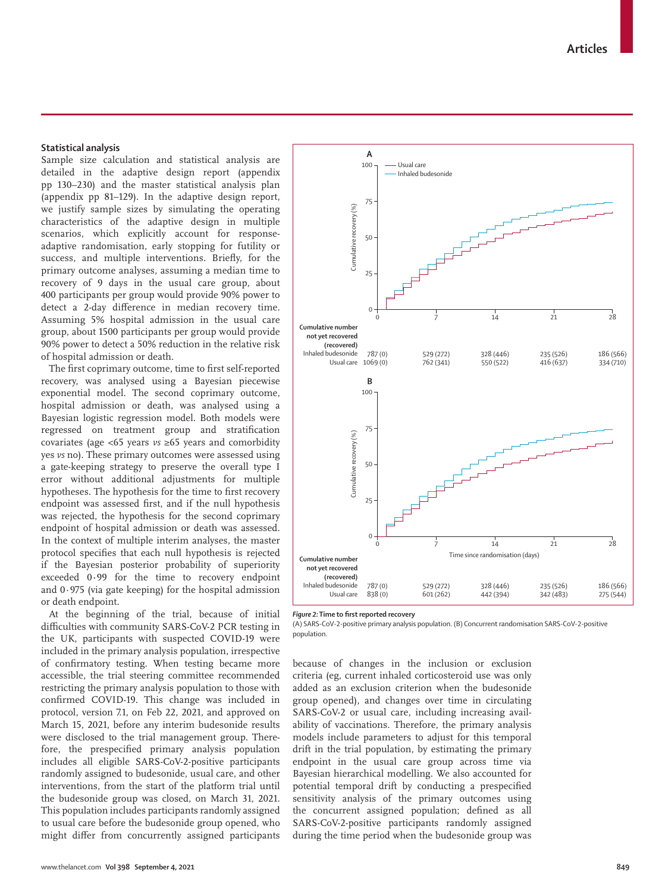### Statistical analysis

Sample size calculation and statistical analysis are detailed in the adaptive design report (appendix pp 130–230) and the master statistical analysis plan (appendix pp 81–129). In the adaptive design report, we justify sample sizes by simulating the operating characteristics of the adaptive design in multiple scenarios, which explicitly account for response-adaptive randomisation, early stopping for futility or success, and multiple interventions. Briefly, for the primary outcome analyses, assuming a median time to recovery of 9 days in the usual care group, about 400 participants per group would provide 90% power to detect a 2-day difference in median recovery time. Assuming 5% hospital admission in the usual care group, about 1500 participants per group would provide 90% power to detect a 50% reduction in the relative risk of hospital admission or death.

The first coprimary outcome, time to first self-reported recovery, was analysed using a Bayesian piecewise exponential model. The second coprimary outcome, hospital admission or death, was analysed using a Bayesian logistic regression model. Both models were regressed on treatment group and stratification covariates (age <65 years *vs* ≥65 years and comorbidity yes *vs* no). These primary outcomes were assessed using a gate-keeping strategy to preserve the overall type I error without additional adjustments for multiple hypotheses. The hypothesis for the time to first recovery endpoint was assessed first, and if the null hypothesis was rejected, the hypothesis for the second coprimary endpoint of hospital admission or death was assessed. In the context of multiple interim analyses, the master protocol specifies that each null hypothesis is rejected if the Bayesian posterior probability of superiority exceeded 0·99 for the time to recovery endpoint and 0·975 (via gate keeping) for the hospital admission or death endpoint.

At the beginning of the trial, because of initial difficulties with community SARS-CoV-2 PCR testing in the UK, participants with suspected COVID-19 were included in the primary analysis population, irrespective of confirmatory testing. When testing became more accessible, the trial steering committee recommended restricting the primary analysis population to those with confirmed COVID-19. This change was included in protocol, version 7.1, on Feb 22, 2021, and approved on March 15, 2021, before any interim budesonide results were disclosed to the trial management group. Therefore, the prespecified primary analysis population includes all eligible SARS-CoV-2-positive participants randomly assigned to budesonide, usual care, and other interventions, from the start of the platform trial until the budesonide group was closed, on March 31, 2021. This population includes participants randomly assigned to usual care before the budesonide group opened, who might differ from concurrently assigned participants because of changes in the inclusion or exclusion criteria (eg, current inhaled corticosteroid use was only added as an exclusion criterion when the budesonide group opened), and changes over time in circulating SARS-CoV-2 or usual care, including increasing availability of vaccinations. Therefore, the primary analysis models include parameters to adjust for this temporal drift in the trial population, by estimating the primary endpoint in the usual care group across time via Bayesian hierarchical modelling. We also accounted for potential temporal drift by conducting a prespecified sensitivity analysis of the primary outcomes using the concurrent assigned population; defined as all SARS-CoV-2-positive participants randomly assigned during the time period when the budesonide group was

**Cumulative number not yet recovered (recovered) — A**

| | 0 | 7 | 14 | 21 | 28 |
|---|---|---|---|---|---|
| Inhaled budesonide | 787 (0) | 529 (272) | 328 (446) | 235 (526) | 186 (566) |
| Usual care | 1069 (0) | 762 (341) | 550 (522) | 416 (637) | 334 (710) |

**Cumulative number not yet recovered (recovered) — B**

| | 0 | 7 | 14 | 21 | 28 |
|---|---|---|---|---|---|
| Inhaled budesonide | 787 (0) | 529 (272) | 328 (446) | 235 (526) | 186 (566) |
| Usual care | 838 (0) | 601 (262) | 442 (394) | 342 (483) | 275 (544) |

***Figure 2:* Time to first reported recovery**

(A) SARS-CoV-2-positive primary analysis population. (B) Concurrent randomisation SARS-CoV-2-positive population.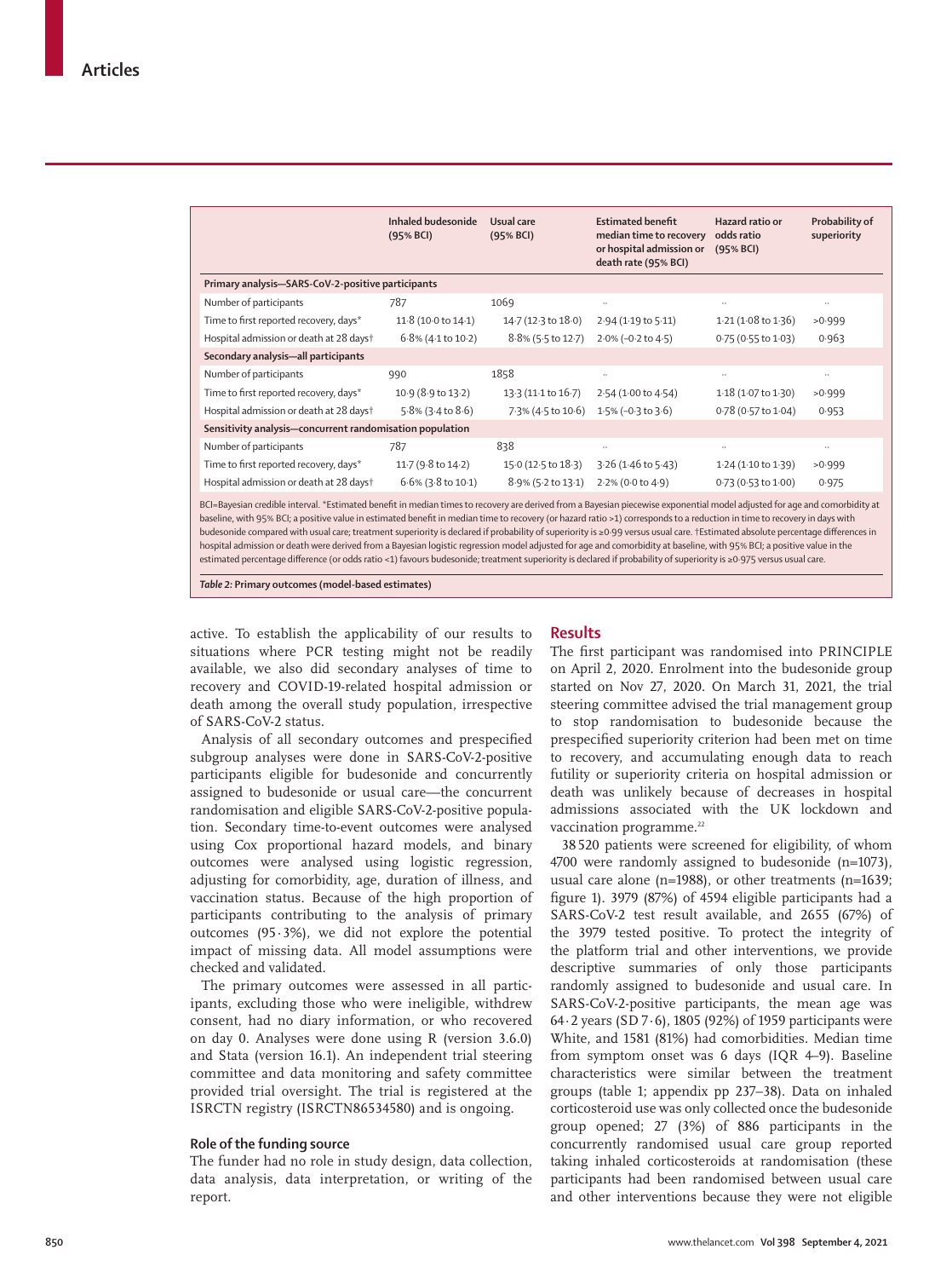|  | Inhaled budesonide (95% BCI) | Usual care (95% BCI) | Estimated benefit median time to recovery or hospital admission or death rate (95% BCI) | Hazard ratio or odds ratio (95% BCI) | Probability of superiority |
|---|---|---|---|---|---|
| **Primary analysis—SARS-CoV-2-positive participants** | | | | | |
| Number of participants | 787 | 1069 | .. | .. | .. |
| Time to first reported recovery, days* | 11·8 (10·0 to 14·1) | 14·7 (12·3 to 18·0) | 2·94 (1·19 to 5·11) | 1·21 (1·08 to 1·36) | >0·999 |
| Hospital admission or death at 28 days† | 6·8% (4·1 to 10·2) | 8·8% (5·5 to 12·7) | 2·0% (−0·2 to 4·5) | 0·75 (0·55 to 1·03) | 0·963 |
| **Secondary analysis—all participants** | | | | | |
| Number of participants | 990 | 1858 | .. | .. | .. |
| Time to first reported recovery, days* | 10·9 (8·9 to 13·2) | 13·3 (11·1 to 16·7) | 2·54 (1·00 to 4·54) | 1·18 (1·07 to 1·30) | >0·999 |
| Hospital admission or death at 28 days† | 5·8% (3·4 to 8·6) | 7·3% (4·5 to 10·6) | 1·5% (−0·3 to 3·6) | 0·78 (0·57 to 1·04) | 0·953 |
| **Sensitivity analysis—concurrent randomisation population** | | | | | |
| Number of participants | 787 | 838 | .. | .. | .. |
| Time to first reported recovery, days* | 11·7 (9·8 to 14·2) | 15·0 (12·5 to 18·3) | 3·26 (1·46 to 5·43) | 1·24 (1·10 to 1·39) | >0·999 |
| Hospital admission or death at 28 days† | 6·6% (3·8 to 10·1) | 8·9% (5·2 to 13·1) | 2·2% (0·0 to 4·9) | 0·73 (0·53 to 1·00) | 0·975 |

BCI=Bayesian credible interval. *Estimated benefit in median times to recovery are derived from a Bayesian piecewise exponential model adjusted for age and comorbidity at baseline, with 95% BCI; a positive value in estimated benefit in median time to recovery (or hazard ratio >1) corresponds to a reduction in time to recovery in days with budesonide compared with usual care; treatment superiority is declared if probability of superiority is ≥0·99 versus usual care. †Estimated absolute percentage differences in hospital admission or death were derived from a Bayesian logistic regression model adjusted for age and comorbidity at baseline, with 95% BCI; a positive value in the estimated percentage difference (or odds ratio <1) favours budesonide; treatment superiority is declared if probability of superiority is ≥0·975 versus usual care.

*Table 2:* **Primary outcomes (model-based estimates)**

active. To establish the applicability of our results to situations where PCR testing might not be readily available, we also did secondary analyses of time to recovery and COVID-19-related hospital admission or death among the overall study population, irrespective of SARS-CoV-2 status.

Analysis of all secondary outcomes and prespecified subgroup analyses were done in SARS-CoV-2-positive participants eligible for budesonide and concurrently assigned to budesonide or usual care—the concurrent randomisation and eligible SARS-CoV-2-positive population. Secondary time-to-event outcomes were analysed using Cox proportional hazard models, and binary outcomes were analysed using logistic regression, adjusting for comorbidity, age, duration of illness, and vaccination status. Because of the high proportion of participants contributing to the analysis of primary outcomes (95·3%), we did not explore the potential impact of missing data. All model assumptions were checked and validated.

The primary outcomes were assessed in all participants, excluding those who were ineligible, withdrew consent, had no diary information, or who recovered on day 0. Analyses were done using R (version 3.6.0) and Stata (version 16.1). An independent trial steering committee and data monitoring and safety committee provided trial oversight. The trial is registered at the ISRCTN registry (ISRCTN86534580) and is ongoing.

### Role of the funding source

The funder had no role in study design, data collection, data analysis, data interpretation, or writing of the report.

## Results

The first participant was randomised into PRINCIPLE on April 2, 2020. Enrolment into the budesonide group started on Nov 27, 2020. On March 31, 2021, the trial steering committee advised the trial management group to stop randomisation to budesonide because the prespecified superiority criterion had been met on time to recovery, and accumulating enough data to reach futility or superiority criteria on hospital admission or death was unlikely because of decreases in hospital admissions associated with the UK lockdown and vaccination programme.[22]

38 520 patients were screened for eligibility, of whom 4700 were randomly assigned to budesonide (n=1073), usual care alone (n=1988), or other treatments (n=1639; figure 1). 3979 (87%) of 4594 eligible participants had a SARS-CoV-2 test result available, and 2655 (67%) of the 3979 tested positive. To protect the integrity of the platform trial and other interventions, we provide descriptive summaries of only those participants randomly assigned to budesonide and usual care. In SARS-CoV-2-positive participants, the mean age was 64·2 years (SD 7·6), 1805 (92%) of 1959 participants were White, and 1581 (81%) had comorbidities. Median time from symptom onset was 6 days (IQR 4–9). Baseline characteristics were similar between the treatment groups (table 1; appendix pp 237–38). Data on inhaled corticosteroid use was only collected once the budesonide group opened; 27 (3%) of 886 participants in the concurrently randomised usual care group reported taking inhaled corticosteroids at randomisation (these participants had been randomised between usual care and other interventions because they were not eligible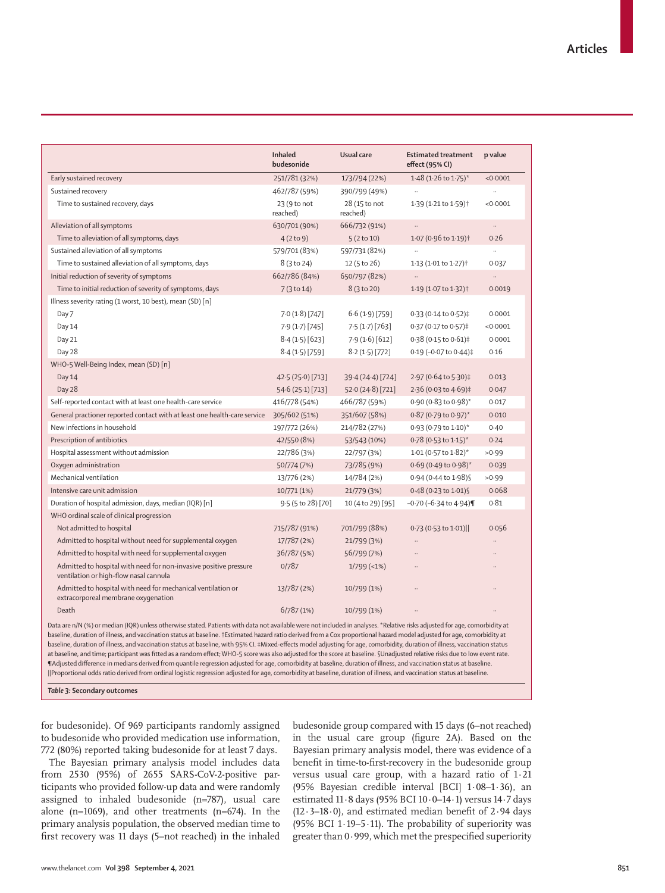| | Inhaled budesonide | Usual care | Estimated treatment effect (95% CI) | p value |
|---|---|---|---|---|
| Early sustained recovery | 251/781 (32%) | 173/794 (22%) | 1·48 (1·26 to 1·75)* | <0·0001 |
| Sustained recovery | 462/787 (59%) | 390/799 (49%) | .. | .. |
| Time to sustained recovery, days | 23 (9 to not reached) | 28 (15 to not reached) | 1·39 (1·21 to 1·59)† | <0·0001 |
| Alleviation of all symptoms | 630/701 (90%) | 666/732 (91%) | .. | .. |
| Time to alleviation of all symptoms, days | 4 (2 to 9) | 5 (2 to 10) | 1·07 (0·96 to 1·19)† | 0·26 |
| Sustained alleviation of all symptoms | 579/701 (83%) | 597/731 (82%) | .. | .. |
| Time to sustained alleviation of all symptoms, days | 8 (3 to 24) | 12 (5 to 26) | 1·13 (1·01 to 1·27)† | 0·037 |
| Initial reduction of severity of symptoms | 662/786 (84%) | 650/797 (82%) | .. | .. |
| Time to initial reduction of severity of symptoms, days | 7 (3 to 14) | 8 (3 to 20) | 1·19 (1·07 to 1·32)† | 0·0019 |
| Illness severity rating (1 worst, 10 best), mean (SD) [n] | | | | |
| Day 7 | 7·0 (1·8) [747] | 6·6 (1·9) [759] | 0·33 (0·14 to 0·52)‡ | 0·0001 |
| Day 14 | 7·9 (1·7) [745] | 7·5 (1·7) [763] | 0·37 (0·17 to 0·57)‡ | <0·0001 |
| Day 21 | 8·4 (1·5) [623] | 7·9 (1·6) [612] | 0·38 (0·15 to 0·61)‡ | 0·0001 |
| Day 28 | 8·4 (1·5) [759] | 8·2 (1·5) [772] | 0·19 (–0·07 to 0·44)‡ | 0·16 |
| WHO-5 Well-Being Index, mean (SD) [n] | | | | |
| Day 14 | 42·5 (25·0) [713] | 39·4 (24·4) [724] | 2·97 (0·64 to 5·30)‡ | 0·013 |
| Day 28 | 54·6 (25·1) [713] | 52·0 (24·8) [721] | 2·36 (0·03 to 4·69)‡ | 0·047 |
| Self-reported contact with at least one health-care service | 416/778 (54%) | 466/787 (59%) | 0·90 (0·83 to 0·98)* | 0·017 |
| General practioner reported contact with at least one health-care service | 305/602 (51%) | 351/607 (58%) | 0·87 (0·79 to 0·97)* | 0·010 |
| New infections in household | 197/772 (26%) | 214/782 (27%) | 0·93 (0·79 to 1·10)* | 0·40 |
| Prescription of antibiotics | 42/550 (8%) | 53/543 (10%) | 0·78 (0·53 to 1·15)* | 0·24 |
| Hospital assessment without admission | 22/786 (3%) | 22/797 (3%) | 1·01 (0·57 to 1·82)* | >0·99 |
| Oxygen administration | 50/774 (7%) | 73/785 (9%) | 0·69 (0·49 to 0·98)* | 0·039 |
| Mechanical ventilation | 13/776 (2%) | 14/784 (2%) | 0·94 (0·44 to 1·98)§ | >0·99 |
| Intensive care unit admission | 10/771 (1%) | 21/779 (3%) | 0·48 (0·23 to 1·01)§ | 0·068 |
| Duration of hospital admission, days, median (IQR) [n] | 9·5 (5 to 28) [70] | 10 (4 to 29) [95] | –0·70 (–6·34 to 4·94)¶ | 0·81 |
| WHO ordinal scale of clinical progression | | | | |
| Not admitted to hospital | 715/787 (91%) | 701/799 (88%) | 0·73 (0·53 to 1·01)‖ | 0·056 |
| Admitted to hospital without need for supplemental oxygen | 17/787 (2%) | 21/799 (3%) | .. | .. |
| Admitted to hospital with need for supplemental oxygen | 36/787 (5%) | 56/799 (7%) | .. | .. |
| Admitted to hospital with need for non-invasive positive pressure ventilation or high-flow nasal cannula | 0/787 | 1/799 (<1%) | .. | .. |
| Admitted to hospital with need for mechanical ventilation or extracorporeal membrane oxygenation | 13/787 (2%) | 10/799 (1%) | .. | .. |
| Death | 6/787 (1%) | 10/799 (1%) | .. | .. |

Data are n/N (%) or median (IQR) unless otherwise stated. Patients with data not available were not included in analyses. *Relative risks adjusted for age, comorbidity at baseline, duration of illness, and vaccination status at baseline. †Estimated hazard ratio derived from a Cox proportional hazard model adjusted for age, comorbidity at baseline, duration of illness, and vaccination status at baseline, with 95% CI. ‡Mixed-effects model adjusting for age, comorbidity, duration of illness, vaccination status at baseline, and time; participant was fitted as a random effect; WHO-5 score was also adjusted for the score at baseline. §Unadjusted relative risks due to low event rate. ¶Adjusted difference in medians derived from quantile regression adjusted for age, comorbidity at baseline, duration of illness, and vaccination status at baseline. ‖Proportional odds ratio derived from ordinal logistic regression adjusted for age, comorbidity at baseline, duration of illness, and vaccination status at baseline.

*Table 3:* **Secondary outcomes**

for budesonide). Of 969 participants randomly assigned to budesonide who provided medication use information, 772 (80%) reported taking budesonide for at least 7 days.

The Bayesian primary analysis model includes data from 2530 (95%) of 2655 SARS-CoV-2-positive participants who provided follow-up data and were randomly assigned to inhaled budesonide (n=787), usual care alone (n=1069), and other treatments (n=674). In the primary analysis population, the observed median time to first recovery was 11 days (5–not reached) in the inhaled budesonide group compared with 15 days (6–not reached) in the usual care group (figure 2A). Based on the Bayesian primary analysis model, there was evidence of a benefit in time-to-first-recovery in the budesonide group versus usual care group, with a hazard ratio of 1·21 (95% Bayesian credible interval [BCI] 1·08–1·36), an estimated 11·8 days (95% BCI 10·0–14·1) versus 14·7 days (12·3–18·0), and estimated median benefit of 2·94 days (95% BCI 1·19–5·11). The probability of superiority was greater than 0·999, which met the prespecified superiority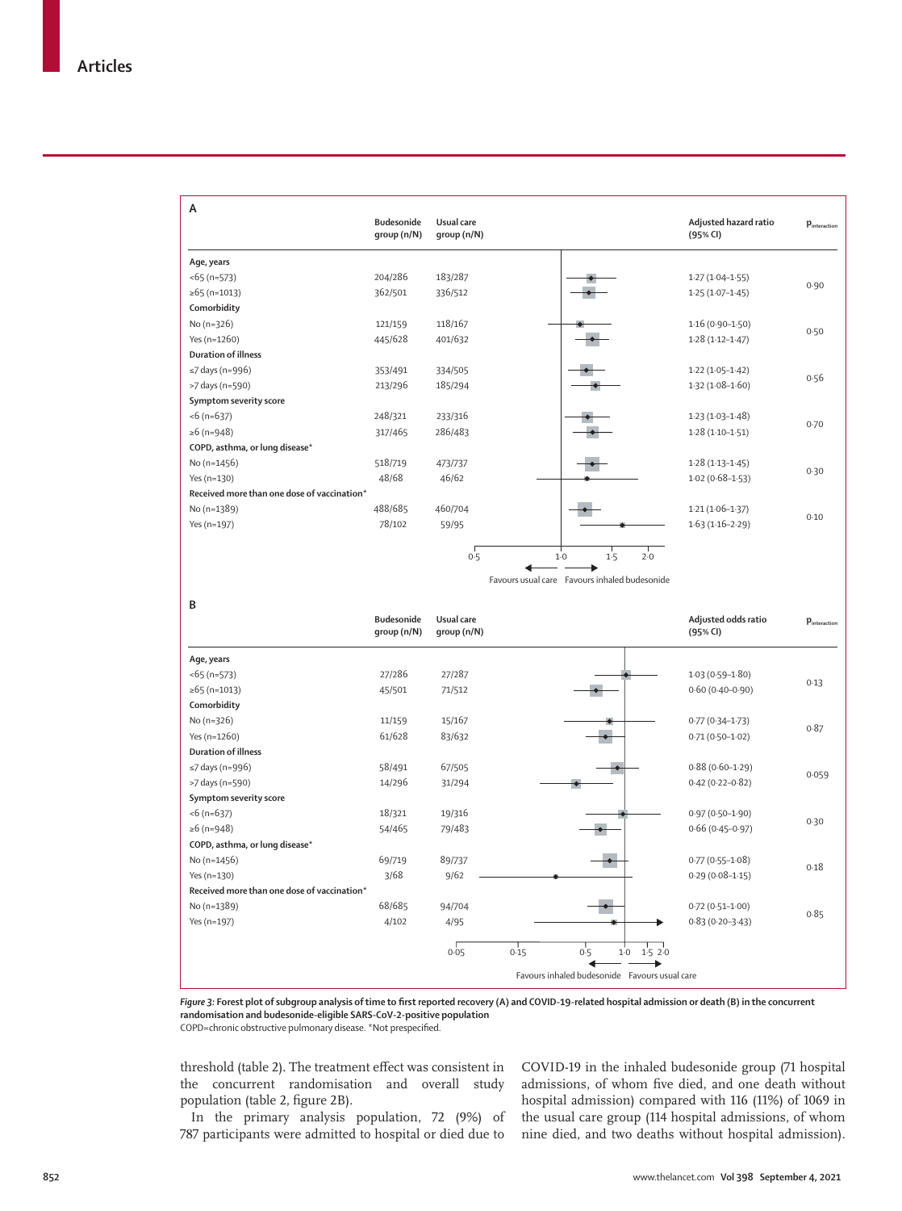**A**

| | Budesonide group (n/N) | Usual care group (n/N) | Adjusted hazard ratio (95% CI) | $p_{interaction}$ |
|---|---|---|---|---|
| **Age, years** | | | | |
| <65 (n=573) | 204/286 | 183/287 | 1·27 (1·04–1·55) | 0·90 |
| ≥65 (n=1013) | 362/501 | 336/512 | 1·25 (1·07–1·45) | |
| **Comorbidity** | | | | |
| No (n=326) | 121/159 | 118/167 | 1·16 (0·90–1·50) | 0·50 |
| Yes (n=1260) | 445/628 | 401/632 | 1·28 (1·12–1·47) | |
| **Duration of illness** | | | | |
| ≤7 days (n=996) | 353/491 | 334/505 | 1·22 (1·05–1·42) | 0·56 |
| >7 days (n=590) | 213/296 | 185/294 | 1·32 (1·08–1·60) | |
| **Symptom severity score** | | | | |
| <6 (n=637) | 248/321 | 233/316 | 1·23 (1·03–1·48) | 0·70 |
| ≥6 (n=948) | 317/465 | 286/483 | 1·28 (1·10–1·51) | |
| **COPD, asthma, or lung disease*** | | | | |
| No (n=1456) | 518/719 | 473/737 | 1·28 (1·13–1·45) | 0·30 |
| Yes (n=130) | 48/68 | 46/62 | 1·02 (0·68–1·53) | |
| **Received more than one dose of vaccination*** | | | | |
| No (n=1389) | 488/685 | 460/704 | 1·21 (1·06–1·37) | 0·10 |
| Yes (n=197) | 78/102 | 59/95 | 1·63 (1·16–2·29) | |

Favours usual care ← → Favours inhaled budesonide

**B**

| | Budesonide group (n/N) | Usual care group (n/N) | Adjusted odds ratio (95% CI) | $p_{interaction}$ |
|---|---|---|---|---|
| **Age, years** | | | | |
| <65 (n=573) | 27/286 | 27/287 | 1·03 (0·59–1·80) | 0·13 |
| ≥65 (n=1013) | 45/501 | 71/512 | 0·60 (0·40–0·90) | |
| **Comorbidity** | | | | |
| No (n=326) | 11/159 | 15/167 | 0·77 (0·34–1·73) | 0·87 |
| Yes (n=1260) | 61/628 | 83/632 | 0·71 (0·50–1·02) | |
| **Duration of illness** | | | | |
| ≤7 days (n=996) | 58/491 | 67/505 | 0·88 (0·60–1·29) | 0·059 |
| >7 days (n=590) | 14/296 | 31/294 | 0·42 (0·22–0·82) | |
| **Symptom severity score** | | | | |
| <6 (n=637) | 18/321 | 19/316 | 0·97 (0·50–1·90) | 0·30 |
| ≥6 (n=948) | 54/465 | 79/483 | 0·66 (0·45–0·97) | |
| **COPD, asthma, or lung disease*** | | | | |
| No (n=1456) | 69/719 | 89/737 | 0·77 (0·55–1·08) | 0·18 |
| Yes (n=130) | 3/68 | 9/62 | 0·29 (0·08–1·15) | |
| **Received more than one dose of vaccination*** | | | | |
| No (n=1389) | 68/685 | 94/704 | 0·72 (0·51–1·00) | 0·85 |
| Yes (n=197) | 4/102 | 4/95 | 0·83 (0·20–3·43) | |

Favours inhaled budesonide ← → Favours usual care

*Figure 3:* **Forest plot of subgroup analysis of time to first reported recovery (A) and COVID-19-related hospital admission or death (B) in the concurrent randomisation and budesonide-eligible SARS-CoV-2-positive population**
COPD=chronic obstructive pulmonary disease. *Not prespecified.

threshold (table 2). The treatment effect was consistent in the concurrent randomisation and overall study population (table 2, figure 2B).

In the primary analysis population, 72 (9%) of 787 participants were admitted to hospital or died due to COVID-19 in the inhaled budesonide group (71 hospital admissions, of whom five died, and one death without hospital admission) compared with 116 (11%) of 1069 in the usual care group (114 hospital admissions, of whom nine died, and two deaths without hospital admission).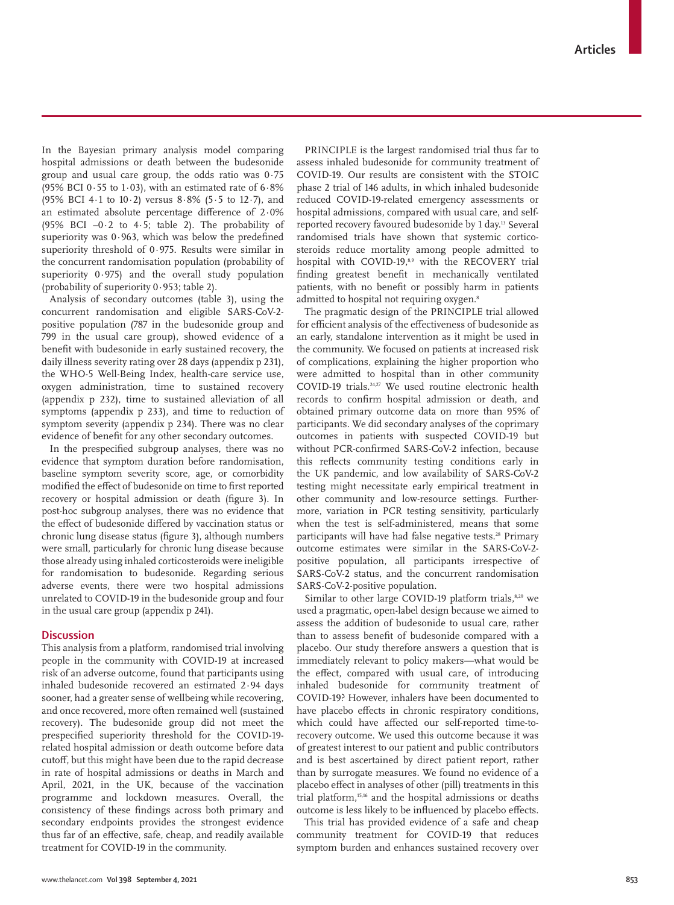In the Bayesian primary analysis model comparing hospital admissions or death between the budesonide group and usual care group, the odds ratio was 0·75 (95% BCI 0·55 to 1·03), with an estimated rate of 6·8% (95% BCI 4·1 to 10·2) versus 8·8% (5·5 to 12·7), and an estimated absolute percentage difference of 2·0% (95% BCI –0·2 to 4·5; table 2). The probability of superiority was 0·963, which was below the predefined superiority threshold of 0·975. Results were similar in the concurrent randomisation population (probability of superiority 0·975) and the overall study population (probability of superiority 0·953; table 2).

Analysis of secondary outcomes (table 3), using the concurrent randomisation and eligible SARS-CoV-2-positive population (787 in the budesonide group and 799 in the usual care group), showed evidence of a benefit with budesonide in early sustained recovery, the daily illness severity rating over 28 days (appendix p 231), the WHO-5 Well-Being Index, health-care service use, oxygen administration, time to sustained recovery (appendix p 232), time to sustained alleviation of all symptoms (appendix p 233), and time to reduction of symptom severity (appendix p 234). There was no clear evidence of benefit for any other secondary outcomes.

In the prespecified subgroup analyses, there was no evidence that symptom duration before randomisation, baseline symptom severity score, age, or comorbidity modified the effect of budesonide on time to first reported recovery or hospital admission or death (figure 3). In post-hoc subgroup analyses, there was no evidence that the effect of budesonide differed by vaccination status or chronic lung disease status (figure 3), although numbers were small, particularly for chronic lung disease because those already using inhaled corticosteroids were ineligible for randomisation to budesonide. Regarding serious adverse events, there were two hospital admissions unrelated to COVID-19 in the budesonide group and four in the usual care group (appendix p 241).

## Discussion

This analysis from a platform, randomised trial involving people in the community with COVID-19 at increased risk of an adverse outcome, found that participants using inhaled budesonide recovered an estimated 2·94 days sooner, had a greater sense of wellbeing while recovering, and once recovered, more often remained well (sustained recovery). The budesonide group did not meet the prespecified superiority threshold for the COVID-19-related hospital admission or death outcome before data cutoff, but this might have been due to the rapid decrease in rate of hospital admissions or deaths in March and April, 2021, in the UK, because of the vaccination programme and lockdown measures. Overall, the consistency of these findings across both primary and secondary endpoints provides the strongest evidence thus far of an effective, safe, cheap, and readily available treatment for COVID-19 in the community.

PRINCIPLE is the largest randomised trial thus far to assess inhaled budesonide for community treatment of COVID-19. Our results are consistent with the STOIC phase 2 trial of 146 adults, in which inhaled budesonide reduced COVID-19-related emergency assessments or hospital admissions, compared with usual care, and self-reported recovery favoured budesonide by 1 day.[13] Several randomised trials have shown that systemic corticosteroids reduce mortality among people admitted to hospital with COVID-19,[8,9] with the RECOVERY trial finding greatest benefit in mechanically ventilated patients, with no benefit or possibly harm in patients admitted to hospital not requiring oxygen.[8]

The pragmatic design of the PRINCIPLE trial allowed for efficient analysis of the effectiveness of budesonide as an early, standalone intervention as it might be used in the community. We focused on patients at increased risk of complications, explaining the higher proportion who were admitted to hospital than in other community COVID-19 trials.[24,27] We used routine electronic health records to confirm hospital admission or death, and obtained primary outcome data on more than 95% of participants. We did secondary analyses of the coprimary outcomes in patients with suspected COVID-19 but without PCR-confirmed SARS-CoV-2 infection, because this reflects community testing conditions early in the UK pandemic, and low availability of SARS-CoV-2 testing might necessitate early empirical treatment in other community and low-resource settings. Furthermore, variation in PCR testing sensitivity, particularly when the test is self-administered, means that some participants will have had false negative tests.[28] Primary outcome estimates were similar in the SARS-CoV-2-positive population, all participants irrespective of SARS-CoV-2 status, and the concurrent randomisation SARS-CoV-2-positive population.

Similar to other large COVID-19 platform trials,[8,29] we used a pragmatic, open-label design because we aimed to assess the addition of budesonide to usual care, rather than to assess benefit of budesonide compared with a placebo. Our study therefore answers a question that is immediately relevant to policy makers—what would be the effect, compared with usual care, of introducing inhaled budesonide for community treatment of COVID-19? However, inhalers have been documented to have placebo effects in chronic respiratory conditions, which could have affected our self-reported time-to-recovery outcome. We used this outcome because it was of greatest interest to our patient and public contributors and is best ascertained by direct patient report, rather than by surrogate measures. We found no evidence of a placebo effect in analyses of other (pill) treatments in this trial platform,[15,16] and the hospital admissions or deaths outcome is less likely to be influenced by placebo effects.

This trial has provided evidence of a safe and cheap community treatment for COVID-19 that reduces symptom burden and enhances sustained recovery over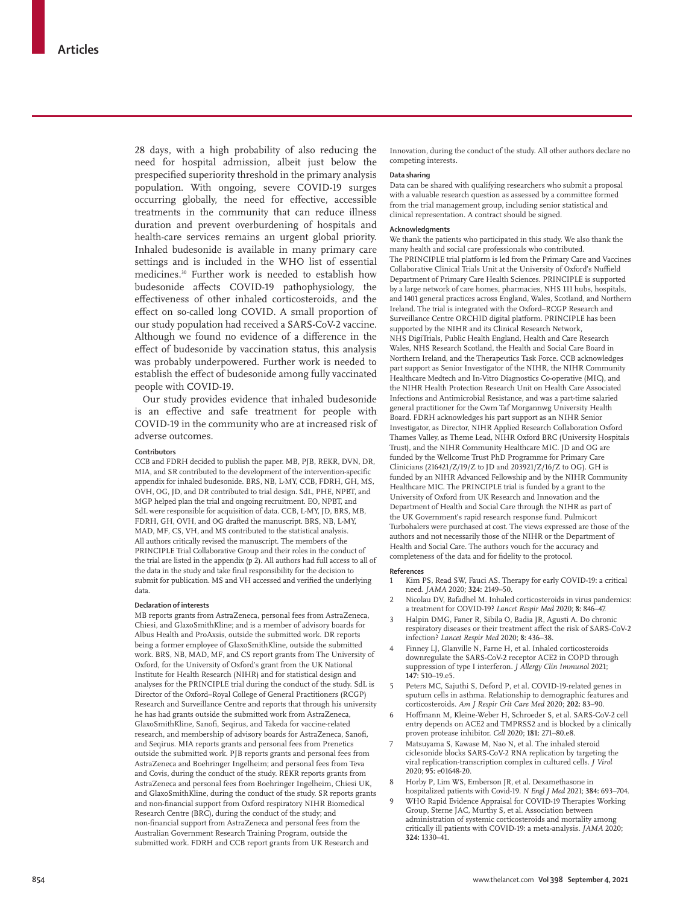28 days, with a high probability of also reducing the need for hospital admission, albeit just below the prespecified superiority threshold in the primary analysis population. With ongoing, severe COVID-19 surges occurring globally, the need for effective, accessible treatments in the community that can reduce illness duration and prevent overburdening of hospitals and health-care services remains an urgent global priority. Inhaled budesonide is available in many primary care settings and is included in the WHO list of essential medicines.[30] Further work is needed to establish how budesonide affects COVID-19 pathophysiology, the effectiveness of other inhaled corticosteroids, and the effect on so-called long COVID. A small proportion of our study population had received a SARS-CoV-2 vaccine. Although we found no evidence of a difference in the effect of budesonide by vaccination status, this analysis was probably underpowered. Further work is needed to establish the effect of budesonide among fully vaccinated people with COVID-19.

Our study provides evidence that inhaled budesonide is an effective and safe treatment for people with COVID-19 in the community who are at increased risk of adverse outcomes.

#### Contributors

CCB and FDRH decided to publish the paper. MB, PJB, REKR, DVN, DR, MIA, and SR contributed to the development of the intervention-specific appendix for inhaled budesonide. BRS, NB, L-MY, CCB, FDRH, GH, MS, OVH, OG, JD, and DR contributed to trial design. SdL, PHE, NPBT, and MGP helped plan the trial and ongoing recruitment. EO, NPBT, and SdL were responsible for acquisition of data. CCB, L-MY, JD, BRS, MB, FDRH, GH, OVH, and OG drafted the manuscript. BRS, NB, L-MY, MAD, MF, CS, VH, and MS contributed to the statistical analysis. All authors critically revised the manuscript. The members of the PRINCIPLE Trial Collaborative Group and their roles in the conduct of the trial are listed in the appendix (p 2). All authors had full access to all of the data in the study and take final responsibility for the decision to submit for publication. MS and VH accessed and verified the underlying data.

#### Declaration of interests

MB reports grants from AstraZeneca, personal fees from AstraZeneca, Chiesi, and GlaxoSmithKline; and is a member of advisory boards for Albus Health and ProAxsis, outside the submitted work. DR reports being a former employee of GlaxoSmithKline, outside the submitted work. BRS, NB, MAD, MF, and CS report grants from The University of Oxford, for the University of Oxford's grant from the UK National Institute for Health Research (NIHR) and for statistical design and analyses for the PRINCIPLE trial during the conduct of the study. SdL is Director of the Oxford–Royal College of General Practitioners (RCGP) Research and Surveillance Centre and reports that through his university he has had grants outside the submitted work from AstraZeneca, GlaxoSmithKline, Sanofi, Seqirus, and Takeda for vaccine-related research, and membership of advisory boards for AstraZeneca, Sanofi, and Seqirus. MIA reports grants and personal fees from Prenetics outside the submitted work. PJB reports grants and personal fees from AstraZeneca and Boehringer Ingelheim; and personal fees from Teva and Covis, during the conduct of the study. REKR reports grants from AstraZeneca and personal fees from Boehringer Ingelheim, Chiesi UK, and GlaxoSmithKline, during the conduct of the study. SR reports grants and non-financial support from Oxford respiratory NIHR Biomedical Research Centre (BRC), during the conduct of the study; and non-financial support from AstraZeneca and personal fees from the Australian Government Research Training Program, outside the submitted work. FDRH and CCB report grants from UK Research and Innovation, during the conduct of the study. All other authors declare no competing interests.

#### Data sharing

Data can be shared with qualifying researchers who submit a proposal with a valuable research question as assessed by a committee formed from the trial management group, including senior statistical and clinical representation. A contract should be signed.

#### Acknowledgments

We thank the patients who participated in this study. We also thank the many health and social care professionals who contributed. The PRINCIPLE trial platform is led from the Primary Care and Vaccines Collaborative Clinical Trials Unit at the University of Oxford's Nuffield Department of Primary Care Health Sciences. PRINCIPLE is supported by a large network of care homes, pharmacies, NHS 111 hubs, hospitals, and 1401 general practices across England, Wales, Scotland, and Northern Ireland. The trial is integrated with the Oxford–RCGP Research and Surveillance Centre ORCHID digital platform. PRINCIPLE has been supported by the NIHR and its Clinical Research Network, NHS DigiTrials, Public Health England, Health and Care Research Wales, NHS Research Scotland, the Health and Social Care Board in Northern Ireland, and the Therapeutics Task Force. CCB acknowledges part support as Senior Investigator of the NIHR, the NIHR Community Healthcare Medtech and In-Vitro Diagnostics Co-operative (MIC), and the NIHR Health Protection Research Unit on Health Care Associated Infections and Antimicrobial Resistance, and was a part-time salaried general practitioner for the Cwm Taf Morgannwg University Health Board. FDRH acknowledges his part support as an NIHR Senior Investigator, as Director, NIHR Applied Research Collaboration Oxford Thames Valley, as Theme Lead, NIHR Oxford BRC (University Hospitals Trust), and the NIHR Community Healthcare MIC. JD and OG are funded by the Wellcome Trust PhD Programme for Primary Care Clinicians (216421/Z/19/Z to JD and 203921/Z/16/Z to OG). GH is funded by an NIHR Advanced Fellowship and by the NIHR Community Healthcare MIC. The PRINCIPLE trial is funded by a grant to the University of Oxford from UK Research and Innovation and the Department of Health and Social Care through the NIHR as part of the UK Government's rapid research response fund. Pulmicort Turbohalers were purchased at cost. The views expressed are those of the authors and not necessarily those of the NIHR or the Department of Health and Social Care. The authors vouch for the accuracy and completeness of the data and for fidelity to the protocol.

#### References

1. Kim PS, Read SW, Fauci AS. Therapy for early COVID-19: a critical need. *JAMA* 2020; **324:** 2149–50.
2. Nicolau DV, Bafadhel M. Inhaled corticosteroids in virus pandemics: a treatment for COVID-19? *Lancet Respir Med* 2020; **8:** 846–47.
3. Halpin DMG, Faner R, Sibila O, Badia JR, Agusti A. Do chronic respiratory diseases or their treatment affect the risk of SARS-CoV-2 infection? *Lancet Respir Med* 2020; **8:** 436–38.
4. Finney LJ, Glanville N, Farne H, et al. Inhaled corticosteroids downregulate the SARS-CoV-2 receptor ACE2 in COPD through suppression of type I interferon. *J Allergy Clin Immunol* 2021; **147:** 510–19.e5.
5. Peters MC, Sajuthi S, Deford P, et al. COVID-19-related genes in sputum cells in asthma. Relationship to demographic features and corticosteroids. *Am J Respir Crit Care Med* 2020; **202:** 83–90.
6. Hoffmann M, Kleine-Weber H, Schroeder S, et al. SARS-CoV-2 cell entry depends on ACE2 and TMPRSS2 and is blocked by a clinically proven protease inhibitor. *Cell* 2020; **181:** 271–80.e8.
7. Matsuyama S, Kawase M, Nao N, et al. The inhaled steroid ciclesonide blocks SARS-CoV-2 RNA replication by targeting the viral replication-transcription complex in cultured cells. *J Virol* 2020; **95:** e01648-20.
8. Horby P, Lim WS, Emberson JR, et al. Dexamethasone in hospitalized patients with Covid-19. *N Engl J Med* 2021; **384:** 693–704.
9. WHO Rapid Evidence Appraisal for COVID-19 Therapies Working Group, Sterne JAC, Murthy S, et al. Association between administration of systemic corticosteroids and mortality among critically ill patients with COVID-19: a meta-analysis. *JAMA* 2020; **324:** 1330–41.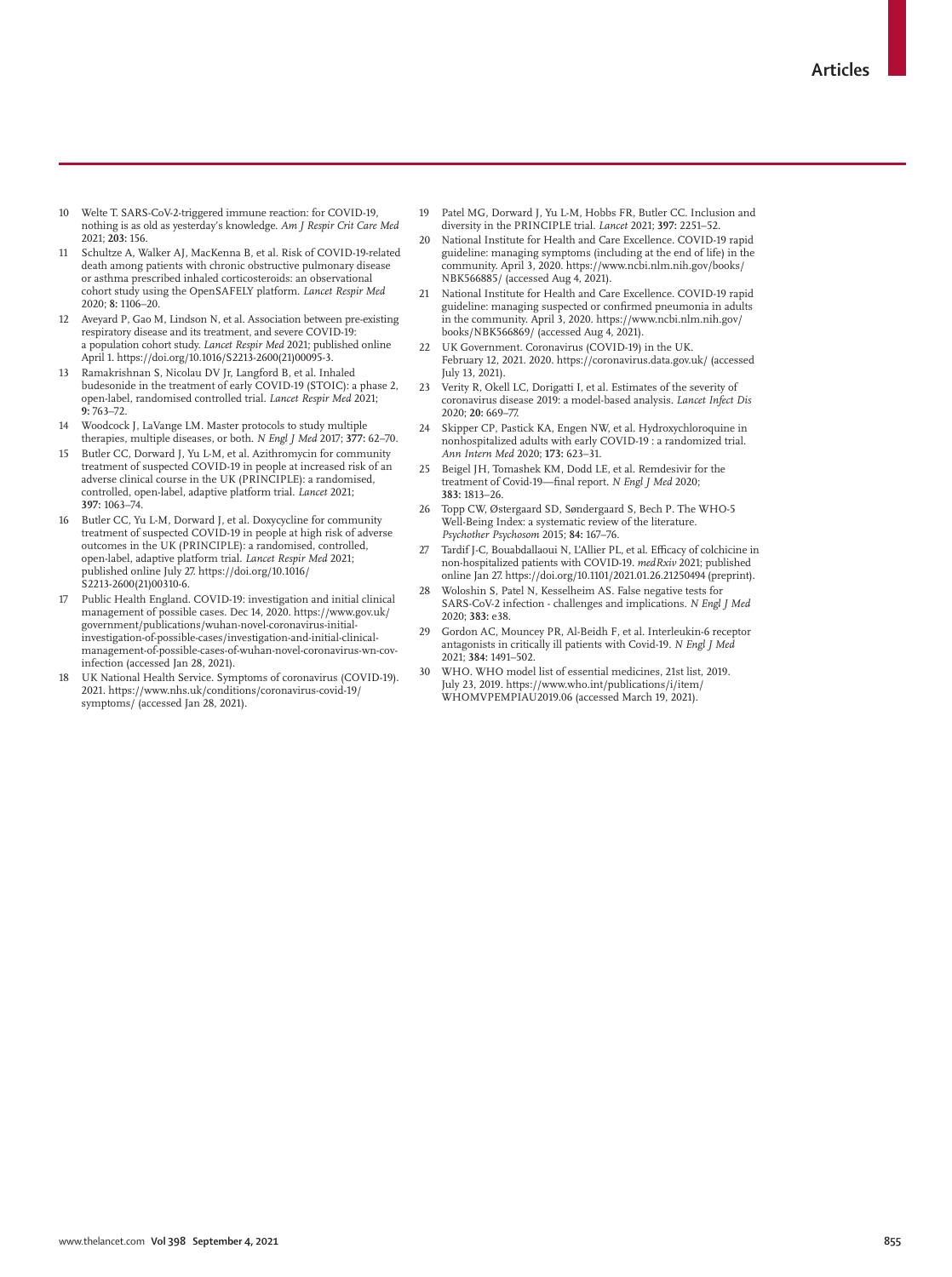10 Welte T. SARS-CoV-2-triggered immune reaction: for COVID-19, nothing is as old as yesterday's knowledge. *Am J Respir Crit Care Med* 2021; **203:** 156.

11 Schultze A, Walker AJ, MacKenna B, et al. Risk of COVID-19-related death among patients with chronic obstructive pulmonary disease or asthma prescribed inhaled corticosteroids: an observational cohort study using the OpenSAFELY platform. *Lancet Respir Med* 2020; **8:** 1106–20.

12 Aveyard P, Gao M, Lindson N, et al. Association between pre-existing respiratory disease and its treatment, and severe COVID-19: a population cohort study. *Lancet Respir Med* 2021; published online April 1. https://doi.org/10.1016/S2213-2600(21)00095-3.

13 Ramakrishnan S, Nicolau DV Jr, Langford B, et al. Inhaled budesonide in the treatment of early COVID-19 (STOIC): a phase 2, open-label, randomised controlled trial. *Lancet Respir Med* 2021; **9:** 763–72.

14 Woodcock J, LaVange LM. Master protocols to study multiple therapies, multiple diseases, or both. *N Engl J Med* 2017; **377:** 62–70.

15 Butler CC, Dorward J, Yu L-M, et al. Azithromycin for community treatment of suspected COVID-19 in people at increased risk of an adverse clinical course in the UK (PRINCIPLE): a randomised, controlled, open-label, adaptive platform trial. *Lancet* 2021; **397:** 1063–74.

16 Butler CC, Yu L-M, Dorward J, et al. Doxycycline for community treatment of suspected COVID-19 in people at high risk of adverse outcomes in the UK (PRINCIPLE): a randomised, controlled, open-label, adaptive platform trial. *Lancet Respir Med* 2021; published online July 27. https://doi.org/10.1016/S2213-2600(21)00310-6.

17 Public Health England. COVID-19: investigation and initial clinical management of possible cases. Dec 14, 2020. https://www.gov.uk/government/publications/wuhan-novel-coronavirus-initial-investigation-of-possible-cases/investigation-and-initial-clinical-management-of-possible-cases-of-wuhan-novel-coronavirus-wn-cov-infection (accessed Jan 28, 2021).

18 UK National Health Service. Symptoms of coronavirus (COVID-19). 2021. https://www.nhs.uk/conditions/coronavirus-covid-19/symptoms/ (accessed Jan 28, 2021).

19 Patel MG, Dorward J, Yu L-M, Hobbs FR, Butler CC. Inclusion and diversity in the PRINCIPLE trial. *Lancet* 2021; **397:** 2251–52.

20 National Institute for Health and Care Excellence. COVID-19 rapid guideline: managing symptoms (including at the end of life) in the community. April 3, 2020. https://www.ncbi.nlm.nih.gov/books/NBK566885/ (accessed Aug 4, 2021).

21 National Institute for Health and Care Excellence. COVID-19 rapid guideline: managing suspected or confirmed pneumonia in adults in the community. April 3, 2020. https://www.ncbi.nlm.nih.gov/books/NBK566869/ (accessed Aug 4, 2021).

22 UK Government. Coronavirus (COVID-19) in the UK. February 12, 2021. 2020. https://coronavirus.data.gov.uk/ (accessed July 13, 2021).

23 Verity R, Okell LC, Dorigatti I, et al. Estimates of the severity of coronavirus disease 2019: a model-based analysis. *Lancet Infect Dis* 2020; **20:** 669–77.

24 Skipper CP, Pastick KA, Engen NW, et al. Hydroxychloroquine in nonhospitalized adults with early COVID-19 : a randomized trial. *Ann Intern Med* 2020; **173:** 623–31.

25 Beigel JH, Tomashek KM, Dodd LE, et al. Remdesivir for the treatment of Covid-19—final report. *N Engl J Med* 2020; **383:** 1813–26.

26 Topp CW, Østergaard SD, Søndergaard S, Bech P. The WHO-5 Well-Being Index: a systematic review of the literature. *Psychother Psychosom* 2015; **84:** 167–76.

27 Tardif J-C, Bouabdallaoui N, L'Allier PL, et al. Efficacy of colchicine in non-hospitalized patients with COVID-19. *medRxiv* 2021; published online Jan 27. https://doi.org/10.1101/2021.01.26.21250494 (preprint).

28 Woloshin S, Patel N, Kesselheim AS. False negative tests for SARS-CoV-2 infection - challenges and implications. *N Engl J Med* 2020; **383:** e38.

29 Gordon AC, Mouncey PR, Al-Beidh F, et al. Interleukin-6 receptor antagonists in critically ill patients with Covid-19. *N Engl J Med* 2021; **384:** 1491–502.

30 WHO. WHO model list of essential medicines, 21st list, 2019. July 23, 2019. https://www.who.int/publications/i/item/WHOMVPEMPIAU2019.06 (accessed March 19, 2021).